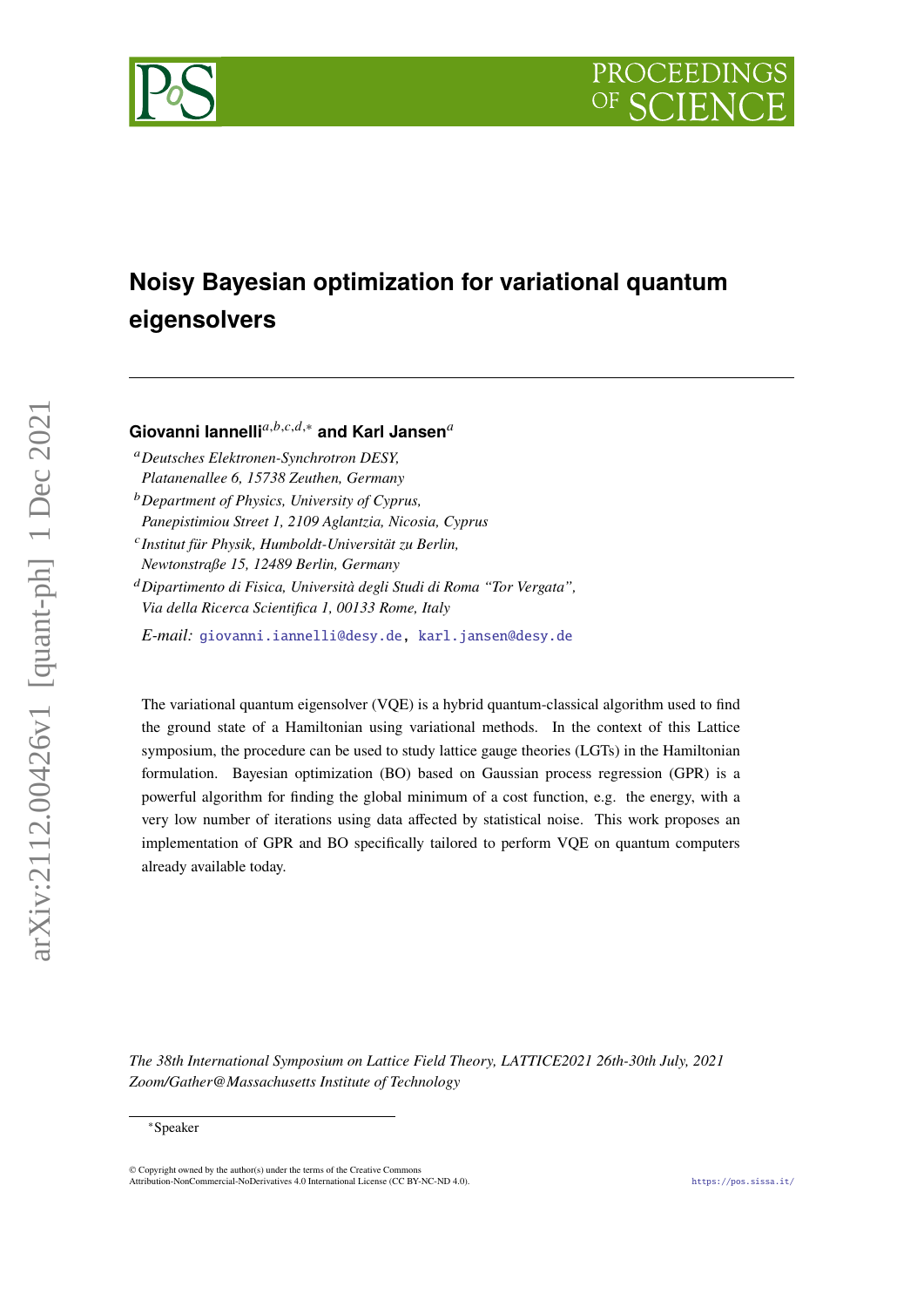# Noisy Bayesian optimization for variational quantum eigensolvers

**Giovanni Iannelli**[a,b,c,d,*] **and Karl Jansen**[a]

[a] *Deutsches Elektronen-Synchrotron DESY, Platanenallee 6, 15738 Zeuthen, Germany*

[b] *Department of Physics, University of Cyprus, Panepistimiou Street 1, 2109 Aglantzia, Nicosia, Cyprus*

[c] *Institut für Physik, Humboldt-Universität zu Berlin, Newtonstraße 15, 12489 Berlin, Germany*

[d] *Dipartimento di Fisica, Università degli Studi di Roma "Tor Vergata", Via della Ricerca Scientifica 1, 00133 Rome, Italy*

*E-mail:* giovanni.iannelli@desy.de, karl.jansen@desy.de

The variational quantum eigensolver (VQE) is a hybrid quantum-classical algorithm used to find the ground state of a Hamiltonian using variational methods. In the context of this Lattice symposium, the procedure can be used to study lattice gauge theories (LGTs) in the Hamiltonian formulation. Bayesian optimization (BO) based on Gaussian process regression (GPR) is a powerful algorithm for finding the global minimum of a cost function, e.g. the energy, with a very low number of iterations using data affected by statistical noise. This work proposes an implementation of GPR and BO specifically tailored to perform VQE on quantum computers already available today.

*The 38th International Symposium on Lattice Field Theory, LATTICE2021 26th-30th July, 2021 Zoom/Gather@Massachusetts Institute of Technology*

[*] Speaker

© Copyright owned by the author(s) under the terms of the Creative Commons Attribution-NonCommercial-NoDerivatives 4.0 International License (CC BY-NC-ND 4.0).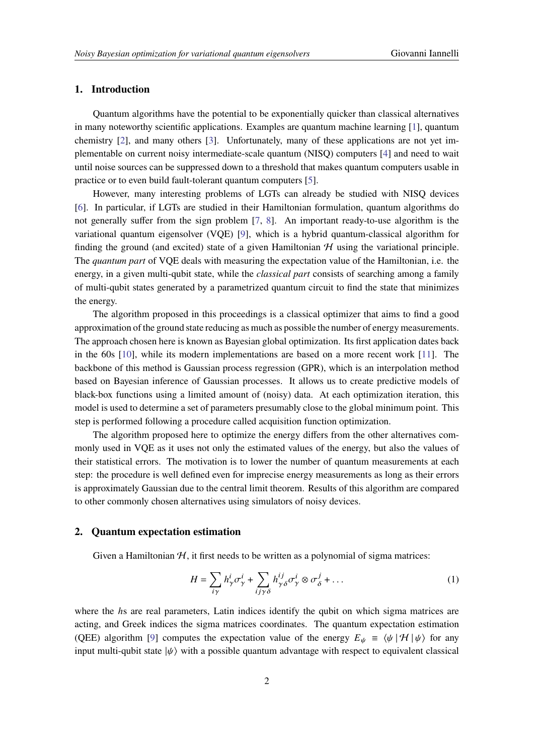## 1. Introduction

Quantum algorithms have the potential to be exponentially quicker than classical alternatives in many noteworthy scientific applications. Examples are quantum machine learning [1], quantum chemistry [2], and many others [3]. Unfortunately, many of these applications are not yet implementable on current noisy intermediate-scale quantum (NISQ) computers [4] and need to wait until noise sources can be suppressed down to a threshold that makes quantum computers usable in practice or to even build fault-tolerant quantum computers [5].

However, many interesting problems of LGTs can already be studied with NISQ devices [6]. In particular, if LGTs are studied in their Hamiltonian formulation, quantum algorithms do not generally suffer from the sign problem [7, 8]. An important ready-to-use algorithm is the variational quantum eigensolver (VQE) [9], which is a hybrid quantum-classical algorithm for finding the ground (and excited) state of a given Hamiltonian $\mathcal{H}$ using the variational principle. The *quantum part* of VQE deals with measuring the expectation value of the Hamiltonian, i.e. the energy, in a given multi-qubit state, while the *classical part* consists of searching among a family of multi-qubit states generated by a parametrized quantum circuit to find the state that minimizes the energy.

The algorithm proposed in this proceedings is a classical optimizer that aims to find a good approximation of the ground state reducing as much as possible the number of energy measurements. The approach chosen here is known as Bayesian global optimization. Its first application dates back in the 60s [10], while its modern implementations are based on a more recent work [11]. The backbone of this method is Gaussian process regression (GPR), which is an interpolation method based on Bayesian inference of Gaussian processes. It allows us to create predictive models of black-box functions using a limited amount of (noisy) data. At each optimization iteration, this model is used to determine a set of parameters presumably close to the global minimum point. This step is performed following a procedure called acquisition function optimization.

The algorithm proposed here to optimize the energy differs from the other alternatives commonly used in VQE as it uses not only the estimated values of the energy, but also the values of their statistical errors. The motivation is to lower the number of quantum measurements at each step: the procedure is well defined even for imprecise energy measurements as long as their errors is approximately Gaussian due to the central limit theorem. Results of this algorithm are compared to other commonly chosen alternatives using simulators of noisy devices.

## 2. Quantum expectation estimation

Given a Hamiltonian $\mathcal{H}$, it first needs to be written as a polynomial of sigma matrices:

$$H = \sum_{i\gamma} h^i_\gamma \sigma^i_\gamma + \sum_{ij\gamma\delta} h^{ij}_{\gamma\delta} \sigma^i_\gamma \otimes \sigma^j_\delta + \dots \tag{1}$$

where the $h$s are real parameters, Latin indices identify the qubit on which sigma matrices are acting, and Greek indices the sigma matrices coordinates. The quantum expectation estimation (QEE) algorithm [9] computes the expectation value of the energy $E_\psi \equiv \langle\psi|\mathcal{H}|\psi\rangle$ for any input multi-qubit state $|\psi\rangle$ with a possible quantum advantage with respect to equivalent classical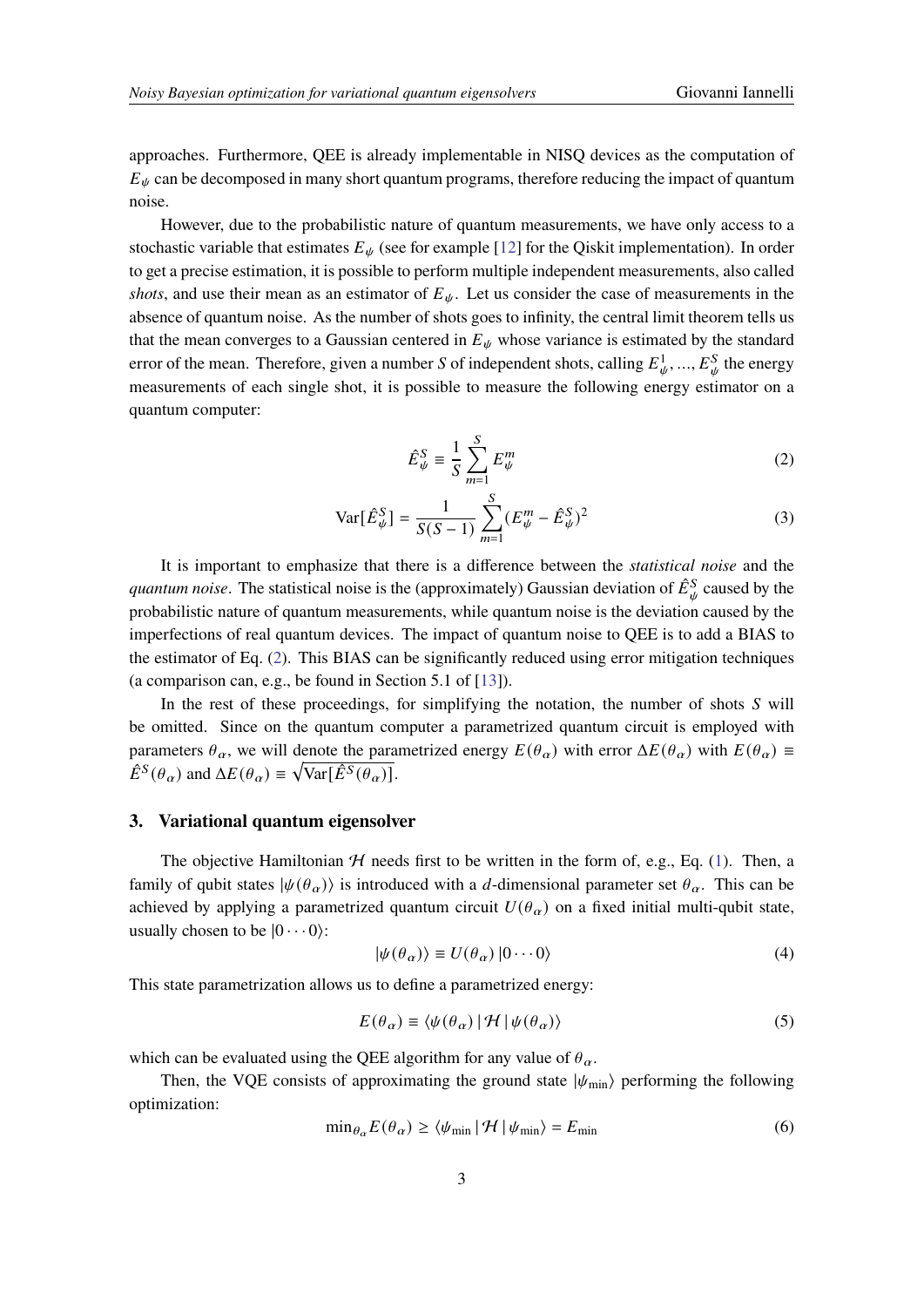approaches. Furthermore, QEE is already implementable in NISQ devices as the computation of $E_\psi$ can be decomposed in many short quantum programs, therefore reducing the impact of quantum noise.

However, due to the probabilistic nature of quantum measurements, we have only access to a stochastic variable that estimates $E_\psi$ (see for example [12] for the Qiskit implementation). In order to get a precise estimation, it is possible to perform multiple independent measurements, also called *shots*, and use their mean as an estimator of $E_\psi$. Let us consider the case of measurements in the absence of quantum noise. As the number of shots goes to infinity, the central limit theorem tells us that the mean converges to a Gaussian centered in $E_\psi$ whose variance is estimated by the standard error of the mean. Therefore, given a number $S$ of independent shots, calling $E_\psi^1, ..., E_\psi^S$ the energy measurements of each single shot, it is possible to measure the following energy estimator on a quantum computer:

$$\hat{E}_\psi^S \equiv \frac{1}{S} \sum_{m=1}^{S} E_\psi^m \tag{2}$$

$$\mathrm{Var}[\hat{E}_\psi^S] = \frac{1}{S(S-1)} \sum_{m=1}^{S} (E_\psi^m - \hat{E}_\psi^S)^2 \tag{3}$$

It is important to emphasize that there is a difference between the *statistical noise* and the *quantum noise*. The statistical noise is the (approximately) Gaussian deviation of $\hat{E}_\psi^S$ caused by the probabilistic nature of quantum measurements, while quantum noise is the deviation caused by the imperfections of real quantum devices. The impact of quantum noise to QEE is to add a BIAS to the estimator of Eq. (2). This BIAS can be significantly reduced using error mitigation techniques (a comparison can, e.g., be found in Section 5.1 of [13]).

In the rest of these proceedings, for simplifying the notation, the number of shots $S$ will be omitted. Since on the quantum computer a parametrized quantum circuit is employed with parameters $\theta_\alpha$, we will denote the parametrized energy $E(\theta_\alpha)$ with error $\Delta E(\theta_\alpha)$ with $E(\theta_\alpha) \equiv \hat{E}^S(\theta_\alpha)$ and $\Delta E(\theta_\alpha) \equiv \sqrt{\mathrm{Var}[\hat{E}^S(\theta_\alpha)]}$.

## 3. Variational quantum eigensolver

The objective Hamiltonian $\mathcal{H}$ needs first to be written in the form of, e.g., Eq. (1). Then, a family of qubit states $|\psi(\theta_\alpha)\rangle$ is introduced with a $d$-dimensional parameter set $\theta_\alpha$. This can be achieved by applying a parametrized quantum circuit $U(\theta_\alpha)$ on a fixed initial multi-qubit state, usually chosen to be $|0\cdots 0\rangle$:

$$|\psi(\theta_\alpha)\rangle \equiv U(\theta_\alpha)\,|0\cdots 0\rangle \tag{4}$$

This state parametrization allows us to define a parametrized energy:

$$E(\theta_\alpha) \equiv \langle \psi(\theta_\alpha)\,|\,\mathcal{H}\,|\,\psi(\theta_\alpha)\rangle \tag{5}$$

which can be evaluated using the QEE algorithm for any value of $\theta_\alpha$.

Then, the VQE consists of approximating the ground state $|\psi_{\min}\rangle$ performing the following optimization:

$$\min_{\theta_\alpha} E(\theta_\alpha) \geq \langle \psi_{\min}\,|\,\mathcal{H}\,|\,\psi_{\min}\rangle = E_{\min} \tag{6}$$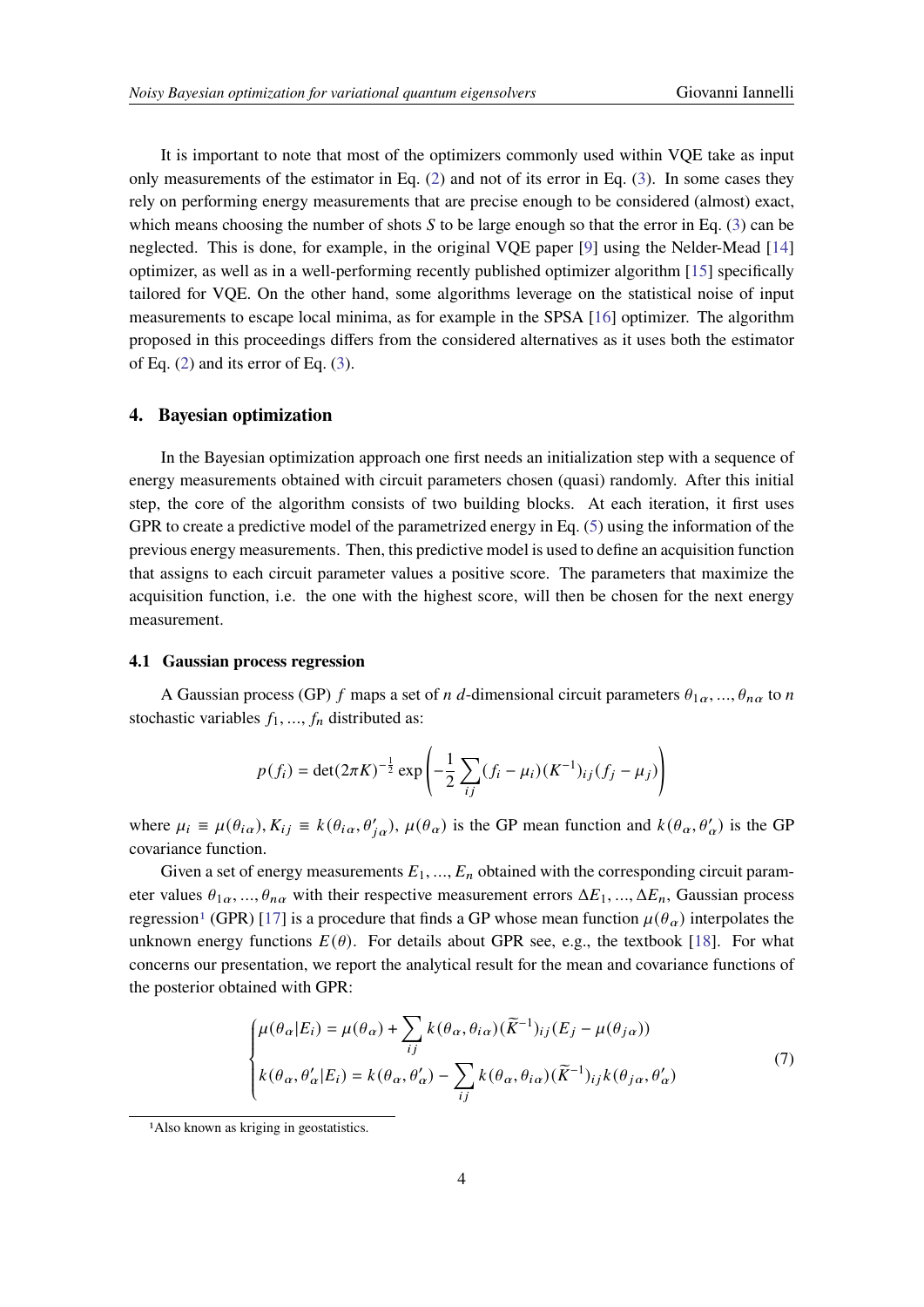It is important to note that most of the optimizers commonly used within VQE take as input only measurements of the estimator in Eq. (2) and not of its error in Eq. (3). In some cases they rely on performing energy measurements that are precise enough to be considered (almost) exact, which means choosing the number of shots $S$ to be large enough so that the error in Eq. (3) can be neglected. This is done, for example, in the original VQE paper [9] using the Nelder-Mead [14] optimizer, as well as in a well-performing recently published optimizer algorithm [15] specifically tailored for VQE. On the other hand, some algorithms leverage on the statistical noise of input measurements to escape local minima, as for example in the SPSA [16] optimizer. The algorithm proposed in this proceedings differs from the considered alternatives as it uses both the estimator of Eq. (2) and its error of Eq. (3).

## 4. Bayesian optimization

In the Bayesian optimization approach one first needs an initialization step with a sequence of energy measurements obtained with circuit parameters chosen (quasi) randomly. After this initial step, the core of the algorithm consists of two building blocks. At each iteration, it first uses GPR to create a predictive model of the parametrized energy in Eq. (5) using the information of the previous energy measurements. Then, this predictive model is used to define an acquisition function that assigns to each circuit parameter values a positive score. The parameters that maximize the acquisition function, i.e. the one with the highest score, will then be chosen for the next energy measurement.

### 4.1 Gaussian process regression

A Gaussian process (GP) $f$ maps a set of $n$ $d$-dimensional circuit parameters $\theta_{1\alpha}, ..., \theta_{n\alpha}$ to $n$ stochastic variables $f_1, ..., f_n$ distributed as:

$$p(f_i) = \det(2\pi K)^{-\frac{1}{2}} \exp\left(-\frac{1}{2}\sum_{ij}(f_i - \mu_i)(K^{-1})_{ij}(f_j - \mu_j)\right)$$

where $\mu_i \equiv \mu(\theta_{i\alpha}), K_{ij} \equiv k(\theta_{i\alpha}, \theta'_{j\alpha})$, $\mu(\theta_\alpha)$ is the GP mean function and $k(\theta_\alpha, \theta'_\alpha)$ is the GP covariance function.

Given a set of energy measurements $E_1, ..., E_n$ obtained with the corresponding circuit parameter values $\theta_{1\alpha}, ..., \theta_{n\alpha}$ with their respective measurement errors $\Delta E_1, ..., \Delta E_n$, Gaussian process regression[1] (GPR) [17] is a procedure that finds a GP whose mean function $\mu(\theta_\alpha)$ interpolates the unknown energy functions $E(\theta)$. For details about GPR see, e.g., the textbook [18]. For what concerns our presentation, we report the analytical result for the mean and covariance functions of the posterior obtained with GPR:

$$\begin{cases} \mu(\theta_\alpha|E_i) = \mu(\theta_\alpha) + \sum_{ij} k(\theta_\alpha, \theta_{i\alpha})(\widetilde{K}^{-1})_{ij}(E_j - \mu(\theta_{j\alpha})) \\ k(\theta_\alpha, \theta'_\alpha|E_i) = k(\theta_\alpha, \theta'_\alpha) - \sum_{ij} k(\theta_\alpha, \theta_{i\alpha})(\widetilde{K}^{-1})_{ij} k(\theta_{j\alpha}, \theta'_\alpha) \end{cases} \tag{7}$$

[1] Also known as kriging in geostatistics.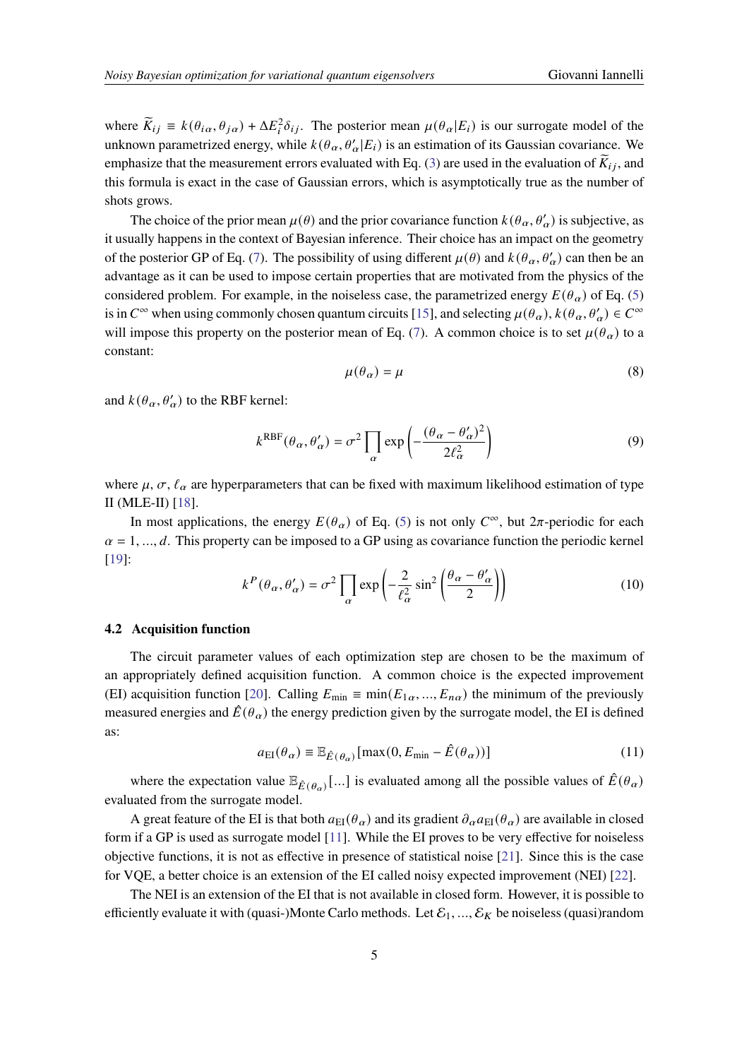where $\widetilde{K}_{ij} \equiv k(\theta_{i\alpha}, \theta_{j\alpha}) + \Delta E_i^2 \delta_{ij}$. The posterior mean $\mu(\theta_\alpha|E_i)$ is our surrogate model of the unknown parametrized energy, while $k(\theta_\alpha, \theta'_\alpha|E_i)$ is an estimation of its Gaussian covariance. We emphasize that the measurement errors evaluated with Eq. (3) are used in the evaluation of $\widetilde{K}_{ij}$, and this formula is exact in the case of Gaussian errors, which is asymptotically true as the number of shots grows.

The choice of the prior mean $\mu(\theta)$ and the prior covariance function $k(\theta_\alpha, \theta'_\alpha)$ is subjective, as it usually happens in the context of Bayesian inference. Their choice has an impact on the geometry of the posterior GP of Eq. (7). The possibility of using different $\mu(\theta)$ and $k(\theta_\alpha, \theta'_\alpha)$ can then be an advantage as it can be used to impose certain properties that are motivated from the physics of the considered problem. For example, in the noiseless case, the parametrized energy $E(\theta_\alpha)$ of Eq. (5) is in $C^\infty$ when using commonly chosen quantum circuits [15], and selecting $\mu(\theta_\alpha), k(\theta_\alpha, \theta'_\alpha) \in C^\infty$ will impose this property on the posterior mean of Eq. (7). A common choice is to set $\mu(\theta_\alpha)$ to a constant:

$$\mu(\theta_\alpha) = \mu \tag{8}$$

and $k(\theta_\alpha, \theta'_\alpha)$ to the RBF kernel:

$$k^{\mathrm{RBF}}(\theta_\alpha, \theta'_\alpha) = \sigma^2 \prod_\alpha \exp\left(-\frac{(\theta_\alpha - \theta'_\alpha)^2}{2\ell_\alpha^2}\right) \tag{9}$$

where $\mu$, $\sigma$, $\ell_\alpha$ are hyperparameters that can be fixed with maximum likelihood estimation of type II (MLE-II) [18].

In most applications, the energy $E(\theta_\alpha)$ of Eq. (5) is not only $C^\infty$, but $2\pi$-periodic for each $\alpha = 1, ..., d$. This property can be imposed to a GP using as covariance function the periodic kernel [19]:

$$k^P(\theta_\alpha, \theta'_\alpha) = \sigma^2 \prod_\alpha \exp\left(-\frac{2}{\ell_\alpha^2}\sin^2\left(\frac{\theta_\alpha - \theta'_\alpha}{2}\right)\right) \tag{10}$$

### 4.2 Acquisition function

The circuit parameter values of each optimization step are chosen to be the maximum of an appropriately defined acquisition function. A common choice is the expected improvement (EI) acquisition function [20]. Calling $E_{\min} \equiv \min(E_{1\alpha}, ..., E_{n\alpha})$ the minimum of the previously measured energies and $\hat{E}(\theta_\alpha)$ the energy prediction given by the surrogate model, the EI is defined as:

$$a_{\mathrm{EI}}(\theta_\alpha) \equiv \mathbb{E}_{\hat{E}(\theta_\alpha)}[\max(0, E_{\min} - \hat{E}(\theta_\alpha))] \tag{11}$$

where the expectation value $\mathbb{E}_{\hat{E}(\theta_\alpha)}[...]$ is evaluated among all the possible values of $\hat{E}(\theta_\alpha)$ evaluated from the surrogate model.

A great feature of the EI is that both $a_{\mathrm{EI}}(\theta_\alpha)$ and its gradient $\partial_\alpha a_{\mathrm{EI}}(\theta_\alpha)$ are available in closed form if a GP is used as surrogate model [11]. While the EI proves to be very effective for noiseless objective functions, it is not as effective in presence of statistical noise [21]. Since this is the case for VQE, a better choice is an extension of the EI called noisy expected improvement (NEI) [22].

The NEI is an extension of the EI that is not available in closed form. However, it is possible to efficiently evaluate it with (quasi-)Monte Carlo methods. Let $\mathcal{E}_1, ..., \mathcal{E}_K$ be noiseless (quasi)random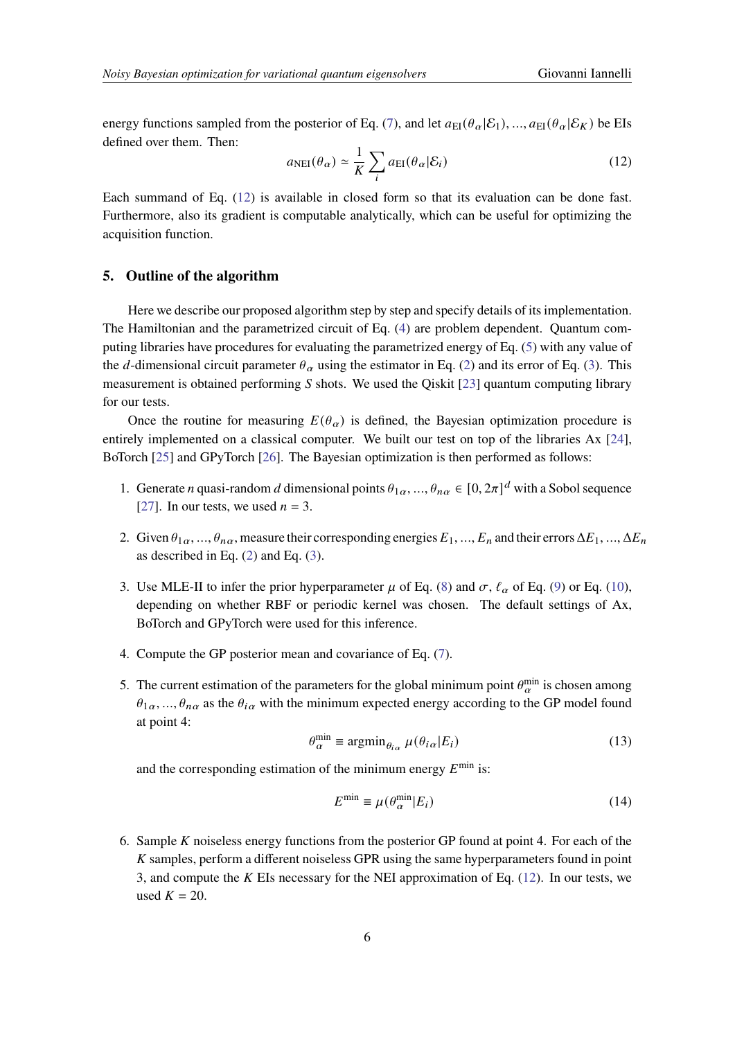energy functions sampled from the posterior of Eq. (7), and let $a_{\rm EI}(\theta_\alpha|\mathcal{E}_1), ..., a_{\rm EI}(\theta_\alpha|\mathcal{E}_K)$ be EIs defined over them. Then:

$$a_{\rm NEI}(\theta_\alpha) \simeq \frac{1}{K}\sum_i a_{\rm EI}(\theta_\alpha|\mathcal{E}_i) \tag{12}$$

Each summand of Eq. (12) is available in closed form so that its evaluation can be done fast. Furthermore, also its gradient is computable analytically, which can be useful for optimizing the acquisition function.

## 5. Outline of the algorithm

Here we describe our proposed algorithm step by step and specify details of its implementation. The Hamiltonian and the parametrized circuit of Eq. (4) are problem dependent. Quantum computing libraries have procedures for evaluating the parametrized energy of Eq. (5) with any value of the $d$-dimensional circuit parameter $\theta_\alpha$ using the estimator in Eq. (2) and its error of Eq. (3). This measurement is obtained performing $S$ shots. We used the Qiskit [23] quantum computing library for our tests.

Once the routine for measuring $E(\theta_\alpha)$ is defined, the Bayesian optimization procedure is entirely implemented on a classical computer. We built our test on top of the libraries Ax [24], BoTorch [25] and GPyTorch [26]. The Bayesian optimization is then performed as follows:

1. Generate $n$ quasi-random $d$ dimensional points $\theta_{1\alpha}, ..., \theta_{n\alpha} \in [0, 2\pi]^d$ with a Sobol sequence [27]. In our tests, we used $n = 3$.

2. Given $\theta_{1\alpha}, ..., \theta_{n\alpha}$, measure their corresponding energies $E_1, ..., E_n$ and their errors $\Delta E_1, ..., \Delta E_n$ as described in Eq. (2) and Eq. (3).

3. Use MLE-II to infer the prior hyperparameter $\mu$ of Eq. (8) and $\sigma$, $\ell_\alpha$ of Eq. (9) or Eq. (10), depending on whether RBF or periodic kernel was chosen. The default settings of Ax, BoTorch and GPyTorch were used for this inference.

4. Compute the GP posterior mean and covariance of Eq. (7).

5. The current estimation of the parameters for the global minimum point $\theta_\alpha^{\rm min}$ is chosen among $\theta_{1\alpha}, ..., \theta_{n\alpha}$ as the $\theta_{i\alpha}$ with the minimum expected energy according to the GP model found at point 4:

   $$\theta_\alpha^{\rm min} \equiv {\rm argmin}_{\theta_{i\alpha}}\, \mu(\theta_{i\alpha}|E_i) \tag{13}$$

   and the corresponding estimation of the minimum energy $E^{\rm min}$ is:

   $$E^{\rm min} \equiv \mu(\theta_\alpha^{\rm min}|E_i) \tag{14}$$

6. Sample $K$ noiseless energy functions from the posterior GP found at point 4. For each of the $K$ samples, perform a different noiseless GPR using the same hyperparameters found in point 3, and compute the $K$ EIs necessary for the NEI approximation of Eq. (12). In our tests, we used $K = 20$.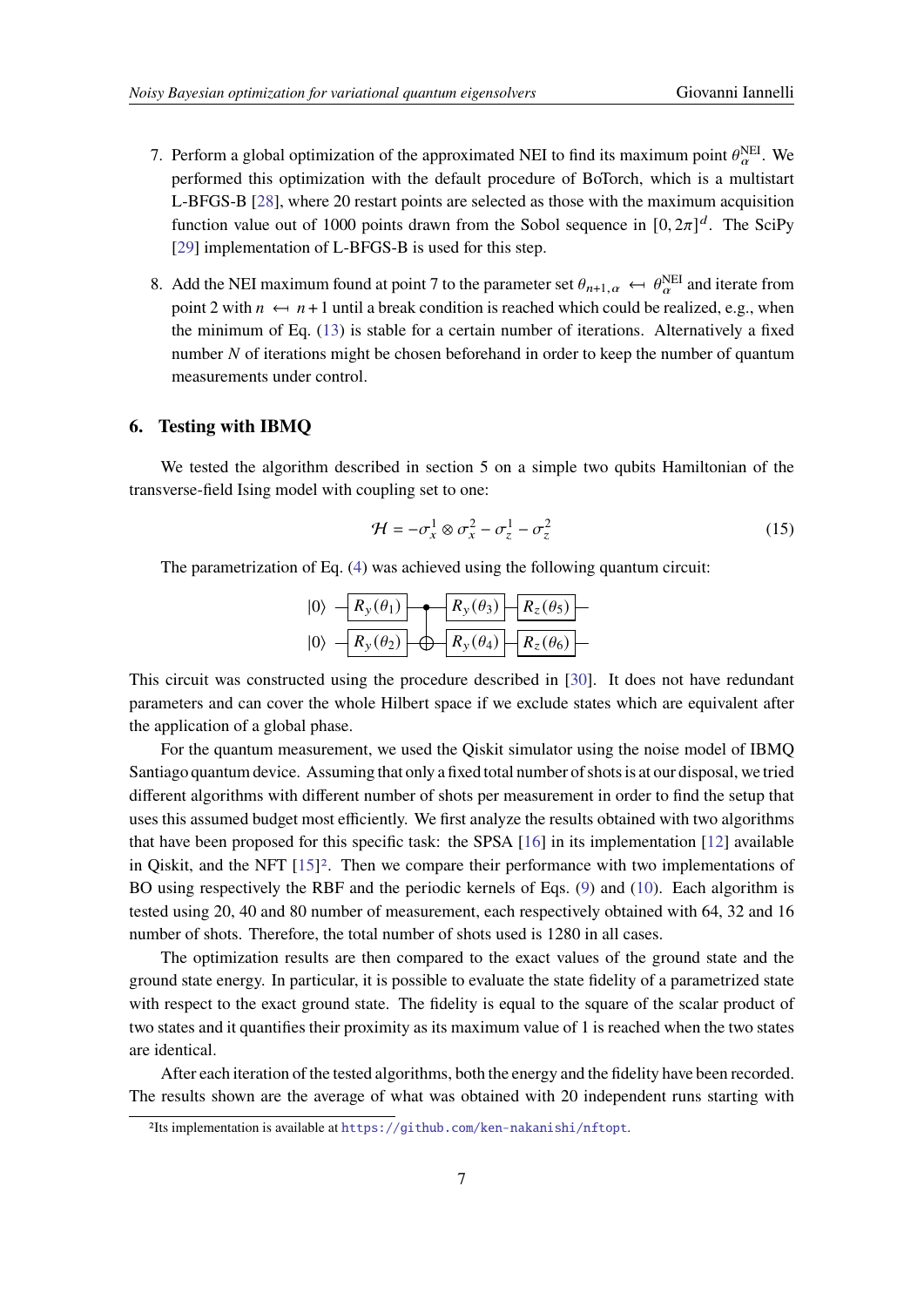7. Perform a global optimization of the approximated NEI to find its maximum point $\theta_\alpha^{\mathrm{NEI}}$. We performed this optimization with the default procedure of BoTorch, which is a multistart L-BFGS-B [28], where 20 restart points are selected as those with the maximum acquisition function value out of 1000 points drawn from the Sobol sequence in $[0, 2\pi]^d$. The SciPy [29] implementation of L-BFGS-B is used for this step.

8. Add the NEI maximum found at point 7 to the parameter set $\theta_{n+1,\alpha} \hookleftarrow \theta_\alpha^{\mathrm{NEI}}$ and iterate from point 2 with $n \hookleftarrow n+1$ until a break condition is reached which could be realized, e.g., when the minimum of Eq. (13) is stable for a certain number of iterations. Alternatively a fixed number $N$ of iterations might be chosen beforehand in order to keep the number of quantum measurements under control.

## 6. Testing with IBMQ

We tested the algorithm described in section 5 on a simple two qubits Hamiltonian of the transverse-field Ising model with coupling set to one:

$$\mathcal{H} = -\sigma_x^1 \otimes \sigma_x^2 - \sigma_z^1 - \sigma_z^2 \tag{15}$$

The parametrization of Eq. (4) was achieved using the following quantum circuit:

$$
\begin{array}{l}
|0\rangle \; - R_y(\theta_1) - \bullet - R_y(\theta_3) - R_z(\theta_5) - \\
|0\rangle \; - R_y(\theta_2) - \oplus - R_y(\theta_4) - R_z(\theta_6) -
\end{array}
$$

This circuit was constructed using the procedure described in [30]. It does not have redundant parameters and can cover the whole Hilbert space if we exclude states which are equivalent after the application of a global phase.

For the quantum measurement, we used the Qiskit simulator using the noise model of IBMQ Santiago quantum device. Assuming that only a fixed total number of shots is at our disposal, we tried different algorithms with different number of shots per measurement in order to find the setup that uses this assumed budget most efficiently. We first analyze the results obtained with two algorithms that have been proposed for this specific task: the SPSA [16] in its implementation [12] available in Qiskit, and the NFT [15][2]. Then we compare their performance with two implementations of BO using respectively the RBF and the periodic kernels of Eqs. (9) and (10). Each algorithm is tested using 20, 40 and 80 number of measurement, each respectively obtained with 64, 32 and 16 number of shots. Therefore, the total number of shots used is 1280 in all cases.

The optimization results are then compared to the exact values of the ground state and the ground state energy. In particular, it is possible to evaluate the state fidelity of a parametrized state with respect to the exact ground state. The fidelity is equal to the square of the scalar product of two states and it quantifies their proximity as its maximum value of 1 is reached when the two states are identical.

After each iteration of the tested algorithms, both the energy and the fidelity have been recorded. The results shown are the average of what was obtained with 20 independent runs starting with

[2] Its implementation is available at `https://github.com/ken-nakanishi/nftopt`.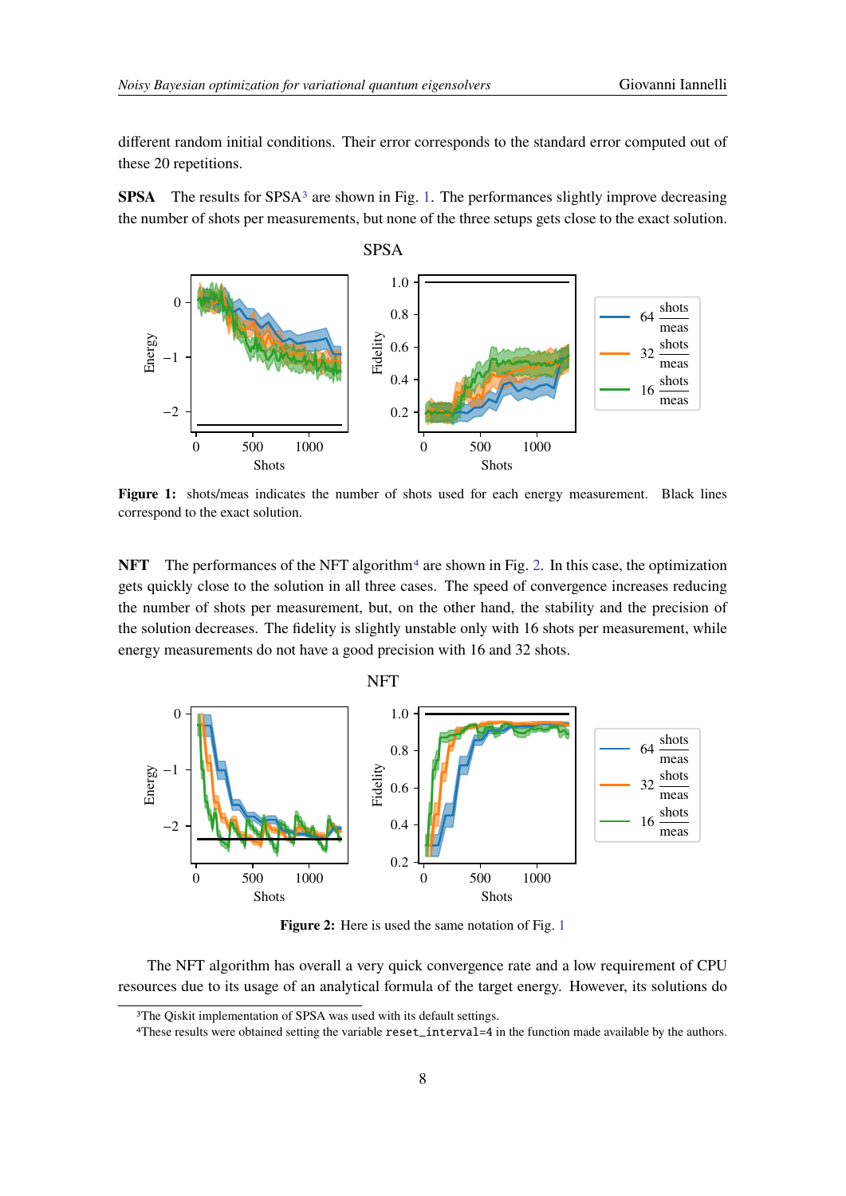different random initial conditions. Their error corresponds to the standard error computed out of these 20 repetitions.

**SPSA** The results for SPSA[3] are shown in Fig. 1. The performances slightly improve decreasing the number of shots per measurements, but none of the three setups gets close to the exact solution.

SPSA

Energy
0
−1
−2
0 500 1000
Shots

Fidelity
1.0
0.8
0.6
0.4
0.2
0 500 1000
Shots

64 shots/meas
32 shots/meas
16 shots/meas

**Figure 1:** shots/meas indicates the number of shots used for each energy measurement. Black lines correspond to the exact solution.

**NFT** The performances of the NFT algorithm[4] are shown in Fig. 2. In this case, the optimization gets quickly close to the solution in all three cases. The speed of convergence increases reducing the number of shots per measurement, but, on the other hand, the stability and the precision of the solution decreases. The fidelity is slightly unstable only with 16 shots per measurement, while energy measurements do not have a good precision with 16 and 32 shots.

NFT

Energy
0
−1
−2
0 500 1000
Shots

Fidelity
1.0
0.8
0.6
0.4
0.2
0 500 1000
Shots

64 shots/meas
32 shots/meas
16 shots/meas

**Figure 2:** Here is used the same notation of Fig. 1

The NFT algorithm has overall a very quick convergence rate and a low requirement of CPU resources due to its usage of an analytical formula of the target energy. However, its solutions do

[3] The Qiskit implementation of SPSA was used with its default settings.

[4] These results were obtained setting the variable `reset_interval=4` in the function made available by the authors.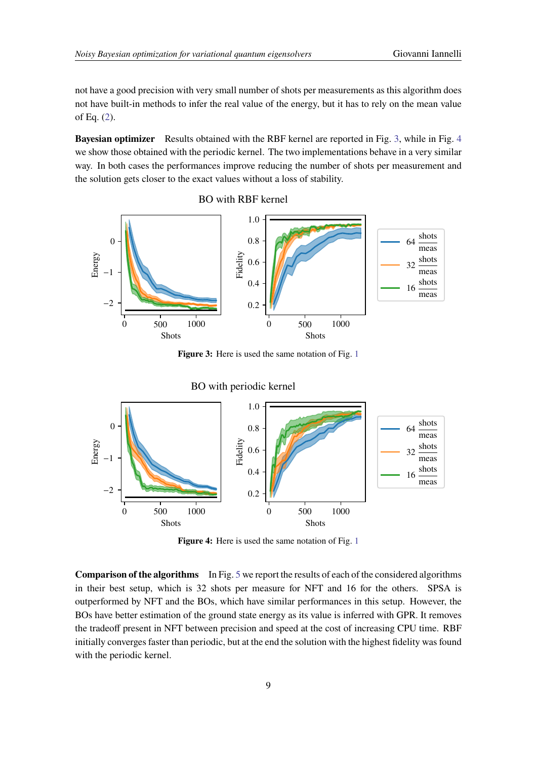not have a good precision with very small number of shots per measurements as this algorithm does not have built-in methods to infer the real value of the energy, but it has to rely on the mean value of Eq. (2).

**Bayesian optimizer** Results obtained with the RBF kernel are reported in Fig. 3, while in Fig. 4 we show those obtained with the periodic kernel. The two implementations behave in a very similar way. In both cases the performances improve reducing the number of shots per measurement and the solution gets closer to the exact values without a loss of stability.

BO with RBF kernel

Energy
0
−1
−2
0 500 1000
Shots

Fidelity
1.0
0.8
0.6
0.4
0.2
0 500 1000
Shots

64 shots/meas
32 shots/meas
16 shots/meas

**Figure 3:** Here is used the same notation of Fig. 1

BO with periodic kernel

Energy
0
−1
−2
0 500 1000
Shots

Fidelity
1.0
0.8
0.6
0.4
0.2
0 500 1000
Shots

64 shots/meas
32 shots/meas
16 shots/meas

**Figure 4:** Here is used the same notation of Fig. 1

**Comparison of the algorithms** In Fig. 5 we report the results of each of the considered algorithms in their best setup, which is 32 shots per measure for NFT and 16 for the others. SPSA is outperformed by NFT and the BOs, which have similar performances in this setup. However, the BOs have better estimation of the ground state energy as its value is inferred with GPR. It removes the tradeoff present in NFT between precision and speed at the cost of increasing CPU time. RBF initially converges faster than periodic, but at the end the solution with the highest fidelity was found with the periodic kernel.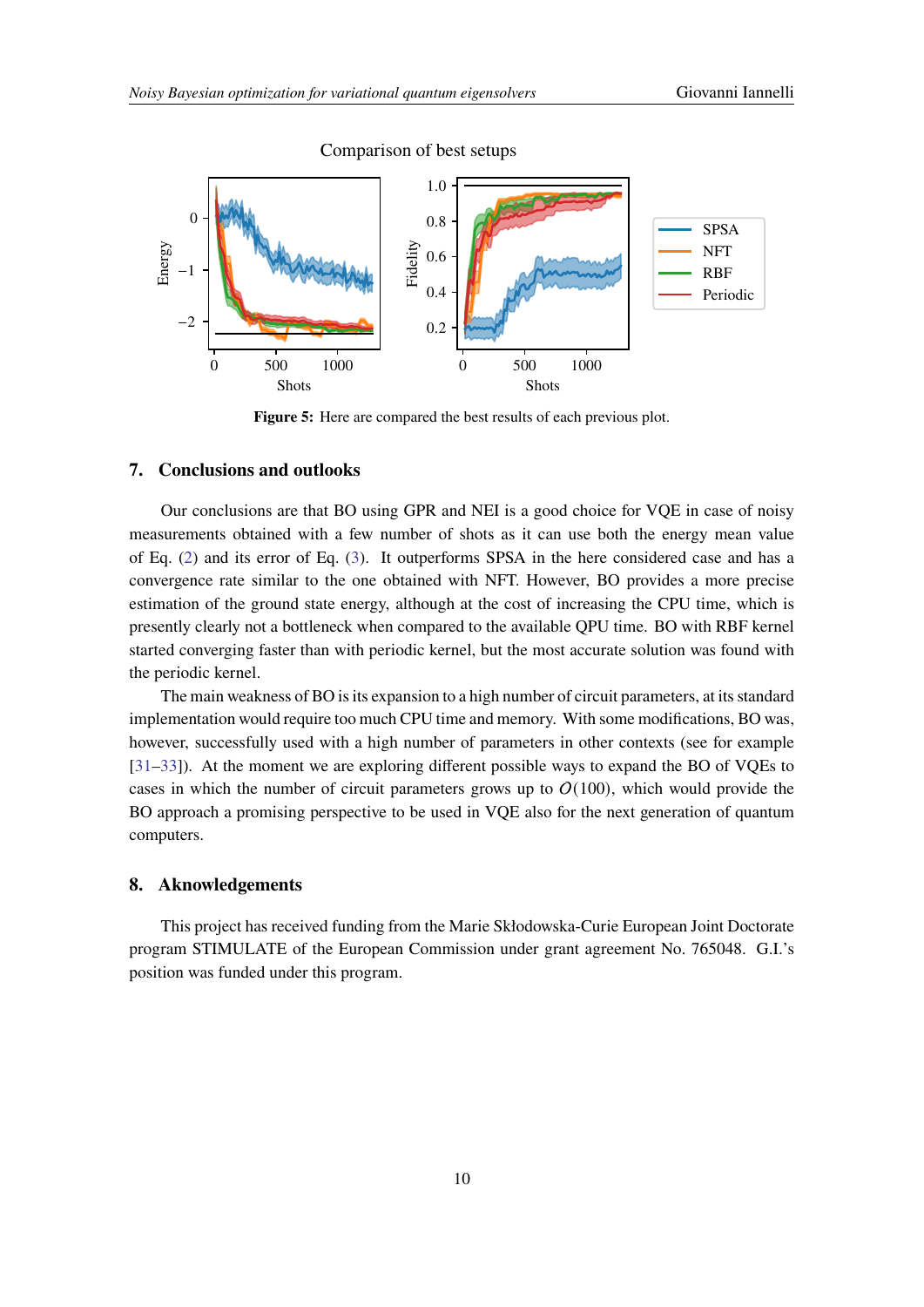Comparison of best setups

Energy

0

−1

−2

0 500 1000

Shots

Fidelity

1.0

0.8

0.6

0.4

0.2

0 500 1000

Shots

SPSA

NFT

RBF

Periodic

**Figure 5:** Here are compared the best results of each previous plot.

## 7. Conclusions and outlooks

Our conclusions are that BO using GPR and NEI is a good choice for VQE in case of noisy measurements obtained with a few number of shots as it can use both the energy mean value of Eq. (2) and its error of Eq. (3). It outperforms SPSA in the here considered case and has a convergence rate similar to the one obtained with NFT. However, BO provides a more precise estimation of the ground state energy, although at the cost of increasing the CPU time, which is presently clearly not a bottleneck when compared to the available QPU time. BO with RBF kernel started converging faster than with periodic kernel, but the most accurate solution was found with the periodic kernel.

The main weakness of BO is its expansion to a high number of circuit parameters, at its standard implementation would require too much CPU time and memory. With some modifications, BO was, however, successfully used with a high number of parameters in other contexts (see for example [31–33]). At the moment we are exploring different possible ways to expand the BO of VQEs to cases in which the number of circuit parameters grows up to $O(100)$, which would provide the BO approach a promising perspective to be used in VQE also for the next generation of quantum computers.

## 8. Aknowledgements

This project has received funding from the Marie Skłodowska-Curie European Joint Doctorate program STIMULATE of the European Commission under grant agreement No. 765048. G.I.'s position was funded under this program.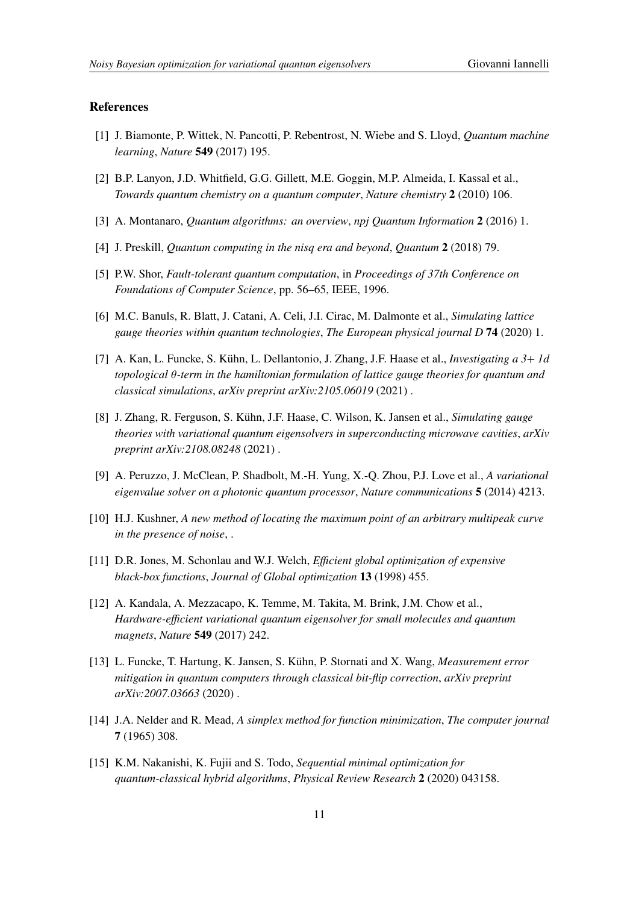## References

[1] J. Biamonte, P. Wittek, N. Pancotti, P. Rebentrost, N. Wiebe and S. Lloyd, *Quantum machine learning*, *Nature* **549** (2017) 195.

[2] B.P. Lanyon, J.D. Whitfield, G.G. Gillett, M.E. Goggin, M.P. Almeida, I. Kassal et al., *Towards quantum chemistry on a quantum computer*, *Nature chemistry* **2** (2010) 106.

[3] A. Montanaro, *Quantum algorithms: an overview*, *npj Quantum Information* **2** (2016) 1.

[4] J. Preskill, *Quantum computing in the nisq era and beyond*, *Quantum* **2** (2018) 79.

[5] P.W. Shor, *Fault-tolerant quantum computation*, in *Proceedings of 37th Conference on Foundations of Computer Science*, pp. 56–65, IEEE, 1996.

[6] M.C. Banuls, R. Blatt, J. Catani, A. Celi, J.I. Cirac, M. Dalmonte et al., *Simulating lattice gauge theories within quantum technologies*, *The European physical journal D* **74** (2020) 1.

[7] A. Kan, L. Funcke, S. Kühn, L. Dellantonio, J. Zhang, J.F. Haase et al., *Investigating a 3+ 1d topological θ-term in the hamiltonian formulation of lattice gauge theories for quantum and classical simulations*, *arXiv preprint arXiv:2105.06019* (2021) .

[8] J. Zhang, R. Ferguson, S. Kühn, J.F. Haase, C. Wilson, K. Jansen et al., *Simulating gauge theories with variational quantum eigensolvers in superconducting microwave cavities*, *arXiv preprint arXiv:2108.08248* (2021) .

[9] A. Peruzzo, J. McClean, P. Shadbolt, M.-H. Yung, X.-Q. Zhou, P.J. Love et al., *A variational eigenvalue solver on a photonic quantum processor*, *Nature communications* **5** (2014) 4213.

[10] H.J. Kushner, *A new method of locating the maximum point of an arbitrary multipeak curve in the presence of noise*, .

[11] D.R. Jones, M. Schonlau and W.J. Welch, *Efficient global optimization of expensive black-box functions*, *Journal of Global optimization* **13** (1998) 455.

[12] A. Kandala, A. Mezzacapo, K. Temme, M. Takita, M. Brink, J.M. Chow et al., *Hardware-efficient variational quantum eigensolver for small molecules and quantum magnets*, *Nature* **549** (2017) 242.

[13] L. Funcke, T. Hartung, K. Jansen, S. Kühn, P. Stornati and X. Wang, *Measurement error mitigation in quantum computers through classical bit-flip correction*, *arXiv preprint arXiv:2007.03663* (2020) .

[14] J.A. Nelder and R. Mead, *A simplex method for function minimization*, *The computer journal* **7** (1965) 308.

[15] K.M. Nakanishi, K. Fujii and S. Todo, *Sequential minimal optimization for quantum-classical hybrid algorithms*, *Physical Review Research* **2** (2020) 043158.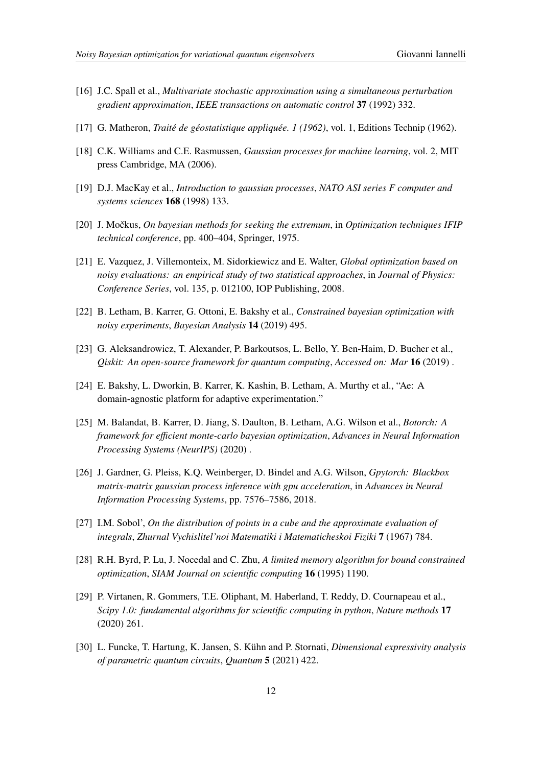[16] J.C. Spall et al., *Multivariate stochastic approximation using a simultaneous perturbation gradient approximation*, *IEEE transactions on automatic control* **37** (1992) 332.

[17] G. Matheron, *Traité de géostatistique appliquée. 1 (1962)*, vol. 1, Editions Technip (1962).

[18] C.K. Williams and C.E. Rasmussen, *Gaussian processes for machine learning*, vol. 2, MIT press Cambridge, MA (2006).

[19] D.J. MacKay et al., *Introduction to gaussian processes*, *NATO ASI series F computer and systems sciences* **168** (1998) 133.

[20] J. Močkus, *On bayesian methods for seeking the extremum*, in *Optimization techniques IFIP technical conference*, pp. 400–404, Springer, 1975.

[21] E. Vazquez, J. Villemonteix, M. Sidorkiewicz and E. Walter, *Global optimization based on noisy evaluations: an empirical study of two statistical approaches*, in *Journal of Physics: Conference Series*, vol. 135, p. 012100, IOP Publishing, 2008.

[22] B. Letham, B. Karrer, G. Ottoni, E. Bakshy et al., *Constrained bayesian optimization with noisy experiments*, *Bayesian Analysis* **14** (2019) 495.

[23] G. Aleksandrowicz, T. Alexander, P. Barkoutsos, L. Bello, Y. Ben-Haim, D. Bucher et al., *Qiskit: An open-source framework for quantum computing*, *Accessed on: Mar* **16** (2019) .

[24] E. Bakshy, L. Dworkin, B. Karrer, K. Kashin, B. Letham, A. Murthy et al., "Ae: A domain-agnostic platform for adaptive experimentation."

[25] M. Balandat, B. Karrer, D. Jiang, S. Daulton, B. Letham, A.G. Wilson et al., *Botorch: A framework for efficient monte-carlo bayesian optimization*, *Advances in Neural Information Processing Systems (NeurIPS)* (2020) .

[26] J. Gardner, G. Pleiss, K.Q. Weinberger, D. Bindel and A.G. Wilson, *Gpytorch: Blackbox matrix-matrix gaussian process inference with gpu acceleration*, in *Advances in Neural Information Processing Systems*, pp. 7576–7586, 2018.

[27] I.M. Sobol', *On the distribution of points in a cube and the approximate evaluation of integrals*, *Zhurnal Vychislitel'noi Matematiki i Matematicheskoi Fiziki* **7** (1967) 784.

[28] R.H. Byrd, P. Lu, J. Nocedal and C. Zhu, *A limited memory algorithm for bound constrained optimization*, *SIAM Journal on scientific computing* **16** (1995) 1190.

[29] P. Virtanen, R. Gommers, T.E. Oliphant, M. Haberland, T. Reddy, D. Cournapeau et al., *Scipy 1.0: fundamental algorithms for scientific computing in python*, *Nature methods* **17** (2020) 261.

[30] L. Funcke, T. Hartung, K. Jansen, S. Kühn and P. Stornati, *Dimensional expressivity analysis of parametric quantum circuits*, *Quantum* **5** (2021) 422.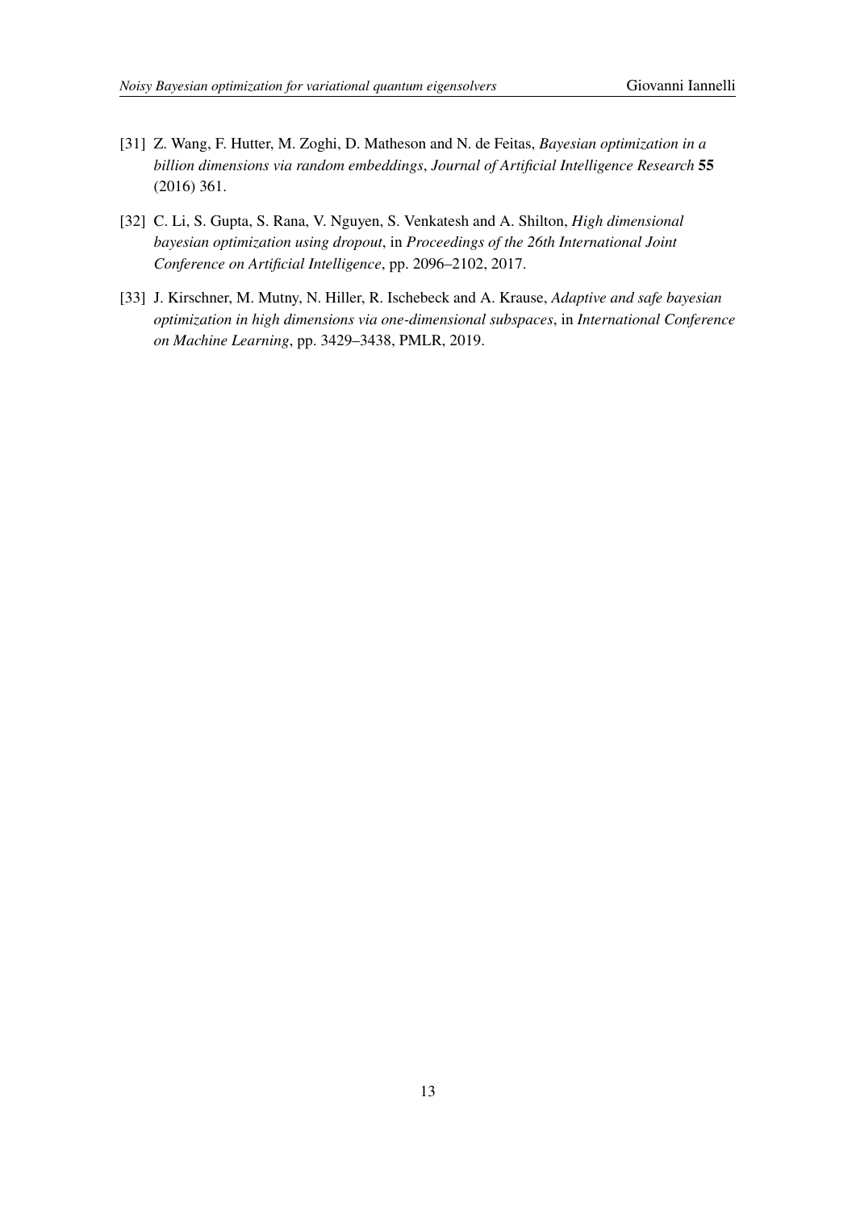[31] Z. Wang, F. Hutter, M. Zoghi, D. Matheson and N. de Feitas, *Bayesian optimization in a billion dimensions via random embeddings*, *Journal of Artificial Intelligence Research* **55** (2016) 361.

[32] C. Li, S. Gupta, S. Rana, V. Nguyen, S. Venkatesh and A. Shilton, *High dimensional bayesian optimization using dropout*, in *Proceedings of the 26th International Joint Conference on Artificial Intelligence*, pp. 2096–2102, 2017.

[33] J. Kirschner, M. Mutny, N. Hiller, R. Ischebeck and A. Krause, *Adaptive and safe bayesian optimization in high dimensions via one-dimensional subspaces*, in *International Conference on Machine Learning*, pp. 3429–3438, PMLR, 2019.